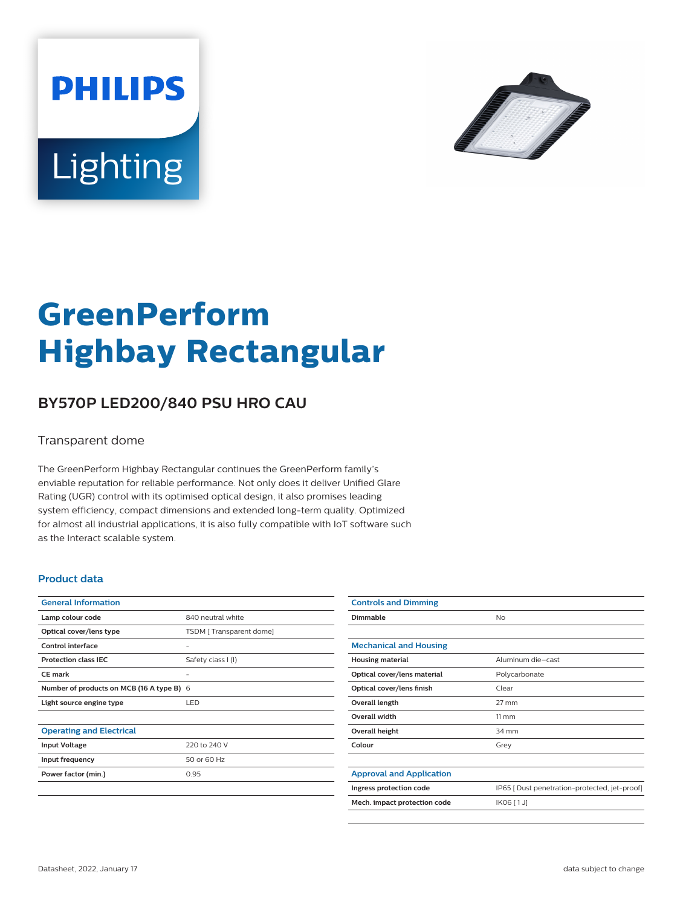PHILIPS

Lighting

# GreenPerform Highbay Rectangular

## BY570P LED200/840 PSU HRO CAU

Transparent dome

The GreenPerform Highbay Rectangular continues the GreenPerform family's enviable reputation for reliable performance. Not only does it deliver Unified Glare Rating (UGR) control with its optimised optical design, it also promises leading system efficiency, compact dimensions and extended long-term quality. Optimized for almost all industrial applications, it is also fully compatible with IoT software such as the Interact scalable system.

### Product data

| General Information | |
|---|---|
| **Lamp colour code** | 840 neutral white |
| **Optical cover/lens type** | TSDM [ Transparent dome] |
| **Control interface** | - |
| **Protection class IEC** | Safety class I (I) |
| **CE mark** | - |
| **Number of products on MCB (16 A type B)** | 6 |
| **Light source engine type** | LED |

| Operating and Electrical | |
|---|---|
| **Input Voltage** | 220 to 240 V |
| **Input frequency** | 50 or 60 Hz |
| **Power factor (min.)** | 0.95 |

| Controls and Dimming | |
|---|---|
| **Dimmable** | No |

| Mechanical and Housing | |
|---|---|
| **Housing material** | Aluminum die-cast |
| **Optical cover/lens material** | Polycarbonate |
| **Optical cover/lens finish** | Clear |
| **Overall length** | 27 mm |
| **Overall width** | 11 mm |
| **Overall height** | 34 mm |
| **Colour** | Grey |

| Approval and Application | |
|---|---|
| **Ingress protection code** | IP65 [ Dust penetration-protected, jet-proof] |
| **Mech. impact protection code** | IK06 [ 1 J] |

Datasheet, 2022, January 17 data subject to change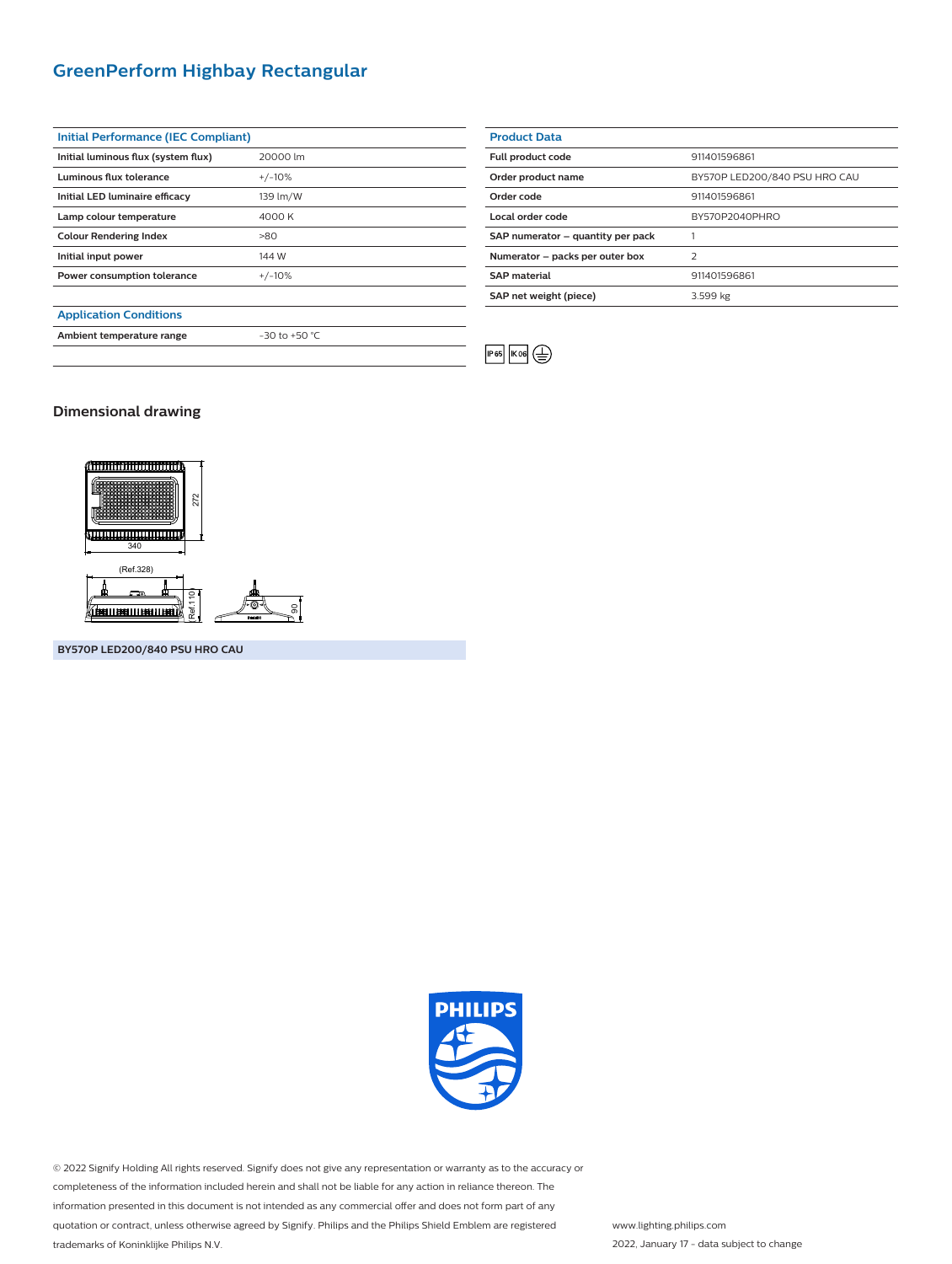# GreenPerform Highbay Rectangular

| Initial Performance (IEC Compliant) | |
|---|---|
| Initial luminous flux (system flux) | 20000 lm |
| Luminous flux tolerance | +/-10% |
| Initial LED luminaire efficacy | 139 lm/W |
| Lamp colour temperature | 4000 K |
| Colour Rendering Index | >80 |
| Initial input power | 144 W |
| Power consumption tolerance | +/-10% |

| Application Conditions | |
|---|---|
| Ambient temperature range | -30 to +50 °C |

| Product Data | |
|---|---|
| Full product code | 911401596861 |
| Order product name | BY570P LED200/840 PSU HRO CAU |
| Order code | 911401596861 |
| Local order code | BY570P2040PHRO |
| SAP numerator – quantity per pack | 1 |
| Numerator – packs per outer box | 2 |
| SAP material | 911401596861 |
| SAP net weight (piece) | 3.599 kg |

IP65 IK06

## Dimensional drawing

272
340
(Ref.328)
Ref.110
90

**BY570P LED200/840 PSU HRO CAU**

© 2022 Signify Holding All rights reserved. Signify does not give any representation or warranty as to the accuracy or completeness of the information included herein and shall not be liable for any action in reliance thereon. The information presented in this document is not intended as any commercial offer and does not form part of any quotation or contract, unless otherwise agreed by Signify. Philips and the Philips Shield Emblem are registered trademarks of Koninklijke Philips N.V.

www.lighting.philips.com

2022, January 17 - data subject to change